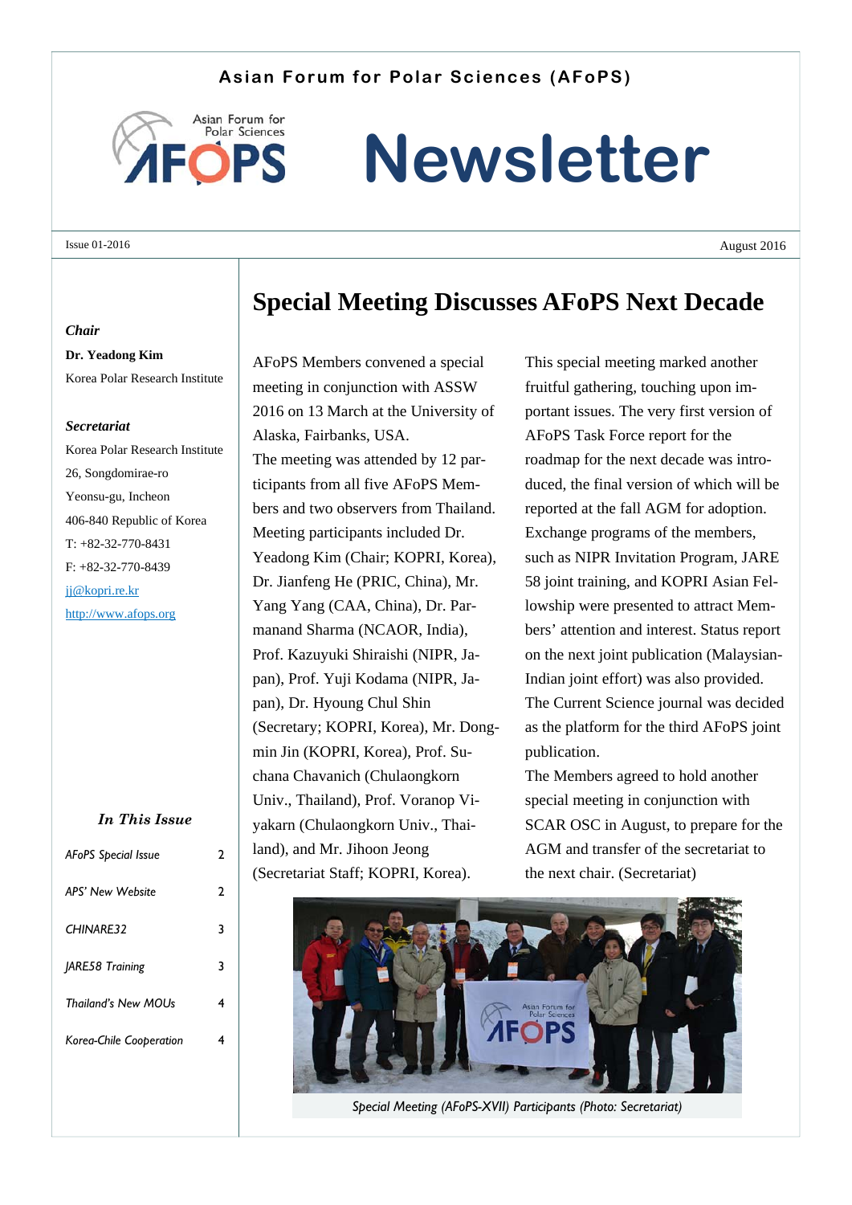Asian Forum for Polar Sciences (AFoPS)

# Newsletter

Issue 01-2016

August 2016

***Chair***

**Dr. Yeadong Kim**

Korea Polar Research Institute

***Secretariat***

Korea Polar Research Institute

26, Songdomirae-ro

Yeonsu-gu, Incheon

406-840 Republic of Korea

T: +82-32-770-8431

F: +82-32-770-8439

jj@kopri.re.kr

http://www.afops.org

***In This Issue***

| | |
|---|---|
| *AFoPS Special Issue* | 2 |
| *APS' New Website* | 2 |
| *CHINARE32* | 3 |
| *JARE58 Training* | 3 |
| *Thailand's New MOUs* | 4 |
| *Korea-Chile Cooperation* | 4 |

## Special Meeting Discusses AFoPS Next Decade

AFoPS Members convened a special meeting in conjunction with ASSW 2016 on 13 March at the University of Alaska, Fairbanks, USA.

The meeting was attended by 12 participants from all five AFoPS Members and two observers from Thailand. Meeting participants included Dr. Yeadong Kim (Chair; KOPRI, Korea), Dr. Jianfeng He (PRIC, China), Mr. Yang Yang (CAA, China), Dr. Parmanand Sharma (NCAOR, India), Prof. Kazuyuki Shiraishi (NIPR, Japan), Prof. Yuji Kodama (NIPR, Japan), Dr. Hyoung Chul Shin (Secretary; KOPRI, Korea), Mr. Dongmin Jin (KOPRI, Korea), Prof. Suchana Chavanich (Chulaongkorn Univ., Thailand), Prof. Voranop Viyakarn (Chulaongkorn Univ., Thailand), and Mr. Jihoon Jeong (Secretariat Staff; KOPRI, Korea).

This special meeting marked another fruitful gathering, touching upon important issues. The very first version of AFoPS Task Force report for the roadmap for the next decade was introduced, the final version of which will be reported at the fall AGM for adoption. Exchange programs of the members, such as NIPR Invitation Program, JARE 58 joint training, and KOPRI Asian Fellowship were presented to attract Members' attention and interest. Status report on the next joint publication (Malaysian-Indian joint effort) was also provided. The Current Science journal was decided as the platform for the third AFoPS joint publication.

The Members agreed to hold another special meeting in conjunction with SCAR OSC in August, to prepare for the AGM and transfer of the secretariat to the next chair. (Secretariat)

*Special Meeting (AFoPS-XVII) Participants (Photo: Secretariat)*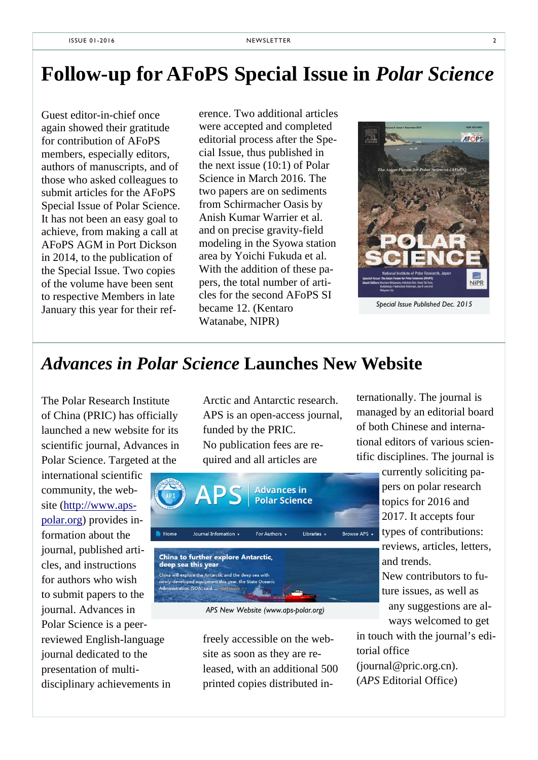# Follow-up for AFoPS Special Issue in *Polar Science*

Guest editor-in-chief once again showed their gratitude for contribution of AFoPS members, especially editors, authors of manuscripts, and of those who asked colleagues to submit articles for the AFoPS Special Issue of Polar Science. It has not been an easy goal to achieve, from making a call at AFoPS AGM in Port Dickson in 2014, to the publication of the Special Issue. Two copies of the volume have been sent to respective Members in late January this year for their reference. Two additional articles were accepted and completed editorial process after the Special Issue, thus published in the next issue (10:1) of Polar Science in March 2016. The two papers are on sediments from Schirmacher Oasis by Anish Kumar Warrier et al. and on precise gravity-field modeling in the Syowa station area by Yoichi Fukuda et al. With the addition of these papers, the total number of articles for the second AFoPS SI became 12. (Kentaro Watanabe, NIPR)

*Special Issue Published Dec. 2015*

# *Advances in Polar Science* Launches New Website

The Polar Research Institute of China (PRIC) has officially launched a new website for its scientific journal, Advances in Polar Science. Targeted at the international scientific community, the website (http://www.aps-polar.org) provides information about the journal, published articles, and instructions for authors who wish to submit papers to the journal. Advances in Polar Science is a peer-reviewed English-language journal dedicated to the presentation of multi-disciplinary achievements in Arctic and Antarctic research. APS is an open-access journal, funded by the PRIC. No publication fees are required and all articles are freely accessible on the website as soon as they are released, with an additional 500 printed copies distributed internationally. The journal is managed by an editorial board of both Chinese and international editors of various scientific disciplines. The journal is currently soliciting papers on polar research topics for 2016 and 2017. It accepts four types of contributions: reviews, articles, letters, and trends. New contributors to future issues, as well as any suggestions are always welcomed to get in touch with the journal's editorial office (journal@pric.org.cn). (*APS* Editorial Office)

*APS New Website (www.aps-polar.org)*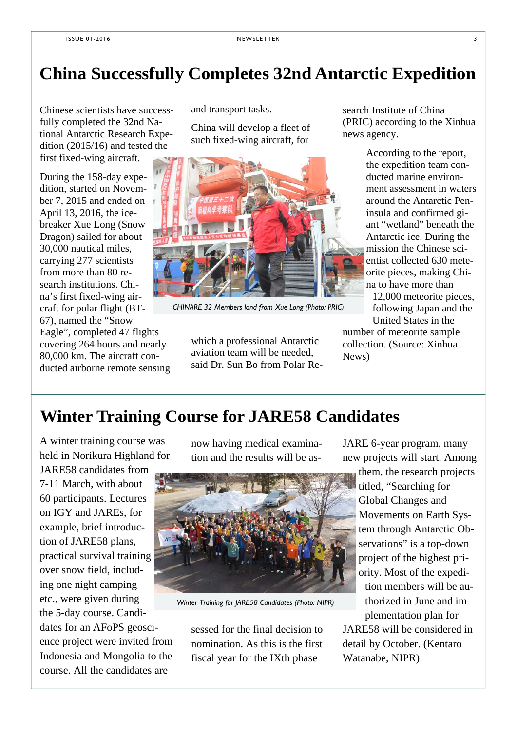# China Successfully Completes 32nd Antarctic Expedition

Chinese scientists have successfully completed the 32nd National Antarctic Research Expedition (2015/16) and tested the first fixed-wing aircraft.

During the 158-day expedition, started on November 7, 2015 and ended on April 13, 2016, the icebreaker Xue Long (Snow Dragon) sailed for about 30,000 nautical miles, carrying 277 scientists from more than 80 research institutions. China's first fixed-wing aircraft for polar flight (BT-67), named the "Snow Eagle", completed 47 flights covering 264 hours and nearly 80,000 km. The aircraft conducted airborne remote sensing and transport tasks.

China will develop a fleet of such fixed-wing aircraft, for which a professional Antarctic aviation team will be needed, said Dr. Sun Bo from Polar Research Institute of China (PRIC) according to the Xinhua news agency.

*CHINARE 32 Members land from Xue Long (Photo: PRIC)*

According to the report, the expedition team conducted marine environment assessment in waters around the Antarctic Peninsula and confirmed giant "wetland" beneath the Antarctic ice. During the mission the Chinese scientist collected 630 meteorite pieces, making China to have more than 12,000 meteorite pieces, following Japan and the United States in the number of meteorite sample collection. (Source: Xinhua News)

# Winter Training Course for JARE58 Candidates

A winter training course was held in Norikura Highland for JARE58 candidates from 7-11 March, with about 60 participants. Lectures on IGY and JAREs, for example, brief introduction of JARE58 plans, practical survival training over snow field, including one night camping etc., were given during the 5-day course. Candidates for an AFoPS geoscience project were invited from Indonesia and Mongolia to the course. All the candidates are now having medical examination and the results will be assessed for the final decision to nomination. As this is the first fiscal year for the IXth phase JARE 6-year program, many new projects will start. Among them, the research projects titled, "Searching for Global Changes and Movements on Earth System through Antarctic Observations" is a top-down project of the highest priority. Most of the expedition members will be authorized in June and implementation plan for JARE58 will be considered in detail by October. (Kentaro Watanabe, NIPR)

*Winter Training for JARE58 Candidates (Photo: NIPR)*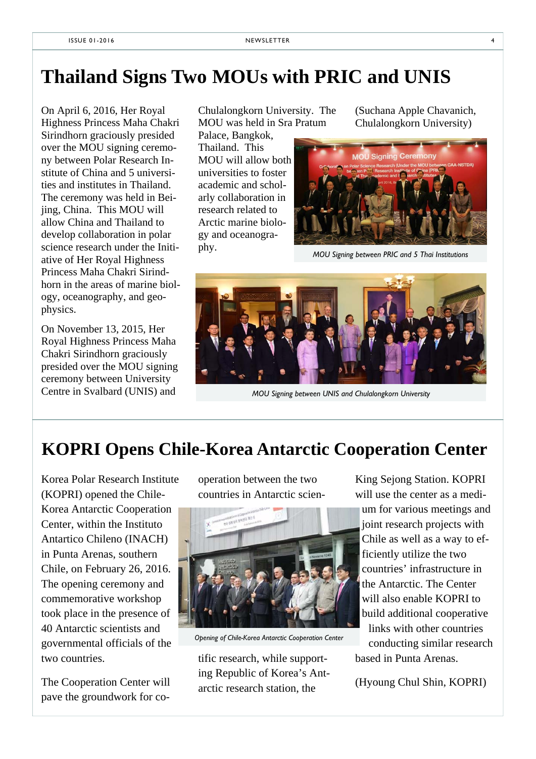# Thailand Signs Two MOUs with PRIC and UNIS

On April 6, 2016, Her Royal Highness Princess Maha Chakri Sirindhorn graciously presided over the MOU signing ceremony between Polar Research Institute of China and 5 universities and institutes in Thailand. The ceremony was held in Beijing, China. This MOU will allow China and Thailand to develop collaboration in polar science research under the Initiative of Her Royal Highness Princess Maha Chakri Sirindhorn in the areas of marine biology, oceanography, and geophysics.

On November 13, 2015, Her Royal Highness Princess Maha Chakri Sirindhorn graciously presided over the MOU signing ceremony between University Centre in Svalbard (UNIS) and Chulalongkorn University. The MOU was held in Sra Pratum Palace, Bangkok, Thailand. This MOU will allow both universities to foster academic and scholarly collaboration in research related to Arctic marine biology and oceanography.

(Suchana Apple Chavanich, Chulalongkorn University)

*MOU Signing between PRIC and 5 Thai Institutions*

*MOU Signing between UNIS and Chulalongkorn University*

# KOPRI Opens Chile-Korea Antarctic Cooperation Center

Korea Polar Research Institute (KOPRI) opened the Chile-Korea Antarctic Cooperation Center, within the Instituto Antartico Chileno (INACH) in Punta Arenas, southern Chile, on February 26, 2016. The opening ceremony and commemorative workshop took place in the presence of 40 Antarctic scientists and governmental officials of the two countries.

The Cooperation Center will pave the groundwork for cooperation between the two countries in Antarctic scientific research, while supporting Republic of Korea's Antarctic research station, the King Sejong Station. KOPRI will use the center as a medium for various meetings and joint research projects with Chile as well as a way to efficiently utilize the two countries' infrastructure in the Antarctic. The Center will also enable KOPRI to build additional cooperative links with other countries conducting similar research based in Punta Arenas.

*Opening of Chile-Korea Antarctic Cooperation Center*

(Hyoung Chul Shin, KOPRI)